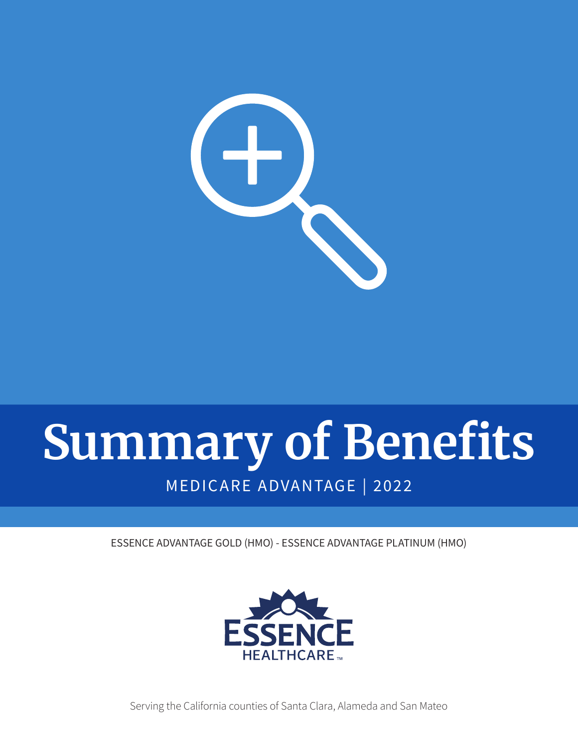# Summary of Benefits

MEDICARE ADVANTAGE | 2022

ESSENCE ADVANTAGE GOLD (HMO) - ESSENCE ADVANTAGE PLATINUM (HMO)

ESSENCE HEALTHCARE™

Serving the California counties of Santa Clara, Alameda and San Mateo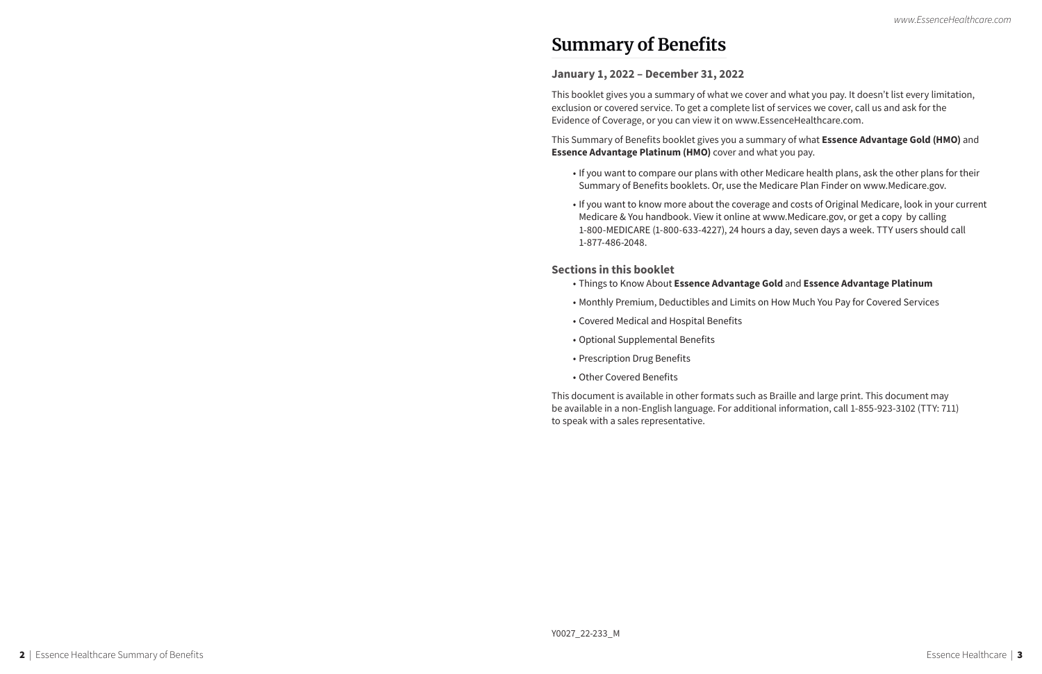# Summary of Benefits

## January 1, 2022 – December 31, 2022

This booklet gives you a summary of what we cover and what you pay. It doesn't list every limitation, exclusion or covered service. To get a complete list of services we cover, call us and ask for the Evidence of Coverage, or you can view it on www.EssenceHealthcare.com.

This Summary of Benefits booklet gives you a summary of what **Essence Advantage Gold (HMO)** and **Essence Advantage Platinum (HMO)** cover and what you pay.

- If you want to compare our plans with other Medicare health plans, ask the other plans for their Summary of Benefits booklets. Or, use the Medicare Plan Finder on www.Medicare.gov.
- If you want to know more about the coverage and costs of Original Medicare, look in your current Medicare & You handbook. View it online at www.Medicare.gov, or get a copy by calling 1-800-MEDICARE (1-800-633-4227), 24 hours a day, seven days a week. TTY users should call 1-877-486-2048.

## Sections in this booklet

- Things to Know About **Essence Advantage Gold** and **Essence Advantage Platinum**
- Monthly Premium, Deductibles and Limits on How Much You Pay for Covered Services
- Covered Medical and Hospital Benefits
- Optional Supplemental Benefits
- Prescription Drug Benefits
- Other Covered Benefits

This document is available in other formats such as Braille and large print. This document may be available in a non-English language. For additional information, call 1-855-923-3102 (TTY: 711) to speak with a sales representative.

Y0027_22-233_M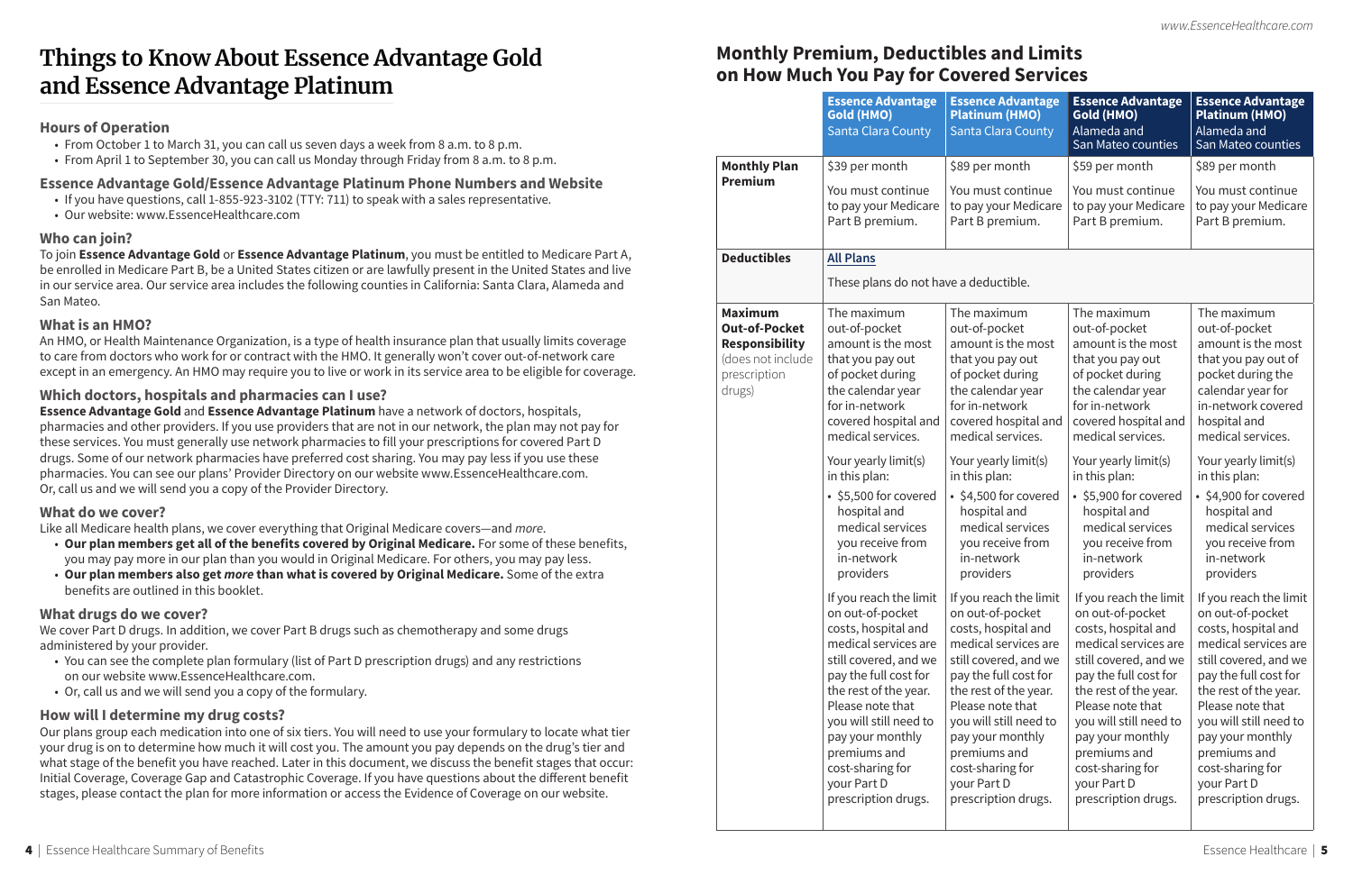# Things to Know About Essence Advantage Gold and Essence Advantage Platinum

### Hours of Operation

- From October 1 to March 31, you can call us seven days a week from 8 a.m. to 8 p.m.
- From April 1 to September 30, you can call us Monday through Friday from 8 a.m. to 8 p.m.

### Essence Advantage Gold/Essence Advantage Platinum Phone Numbers and Website

- If you have questions, call 1-855-923-3102 (TTY: 711) to speak with a sales representative.
- Our website: www.EssenceHealthcare.com

### Who can join?

To join **Essence Advantage Gold** or **Essence Advantage Platinum**, you must be entitled to Medicare Part A, be enrolled in Medicare Part B, be a United States citizen or are lawfully present in the United States and live in our service area. Our service area includes the following counties in California: Santa Clara, Alameda and San Mateo.

### What is an HMO?

An HMO, or Health Maintenance Organization, is a type of health insurance plan that usually limits coverage to care from doctors who work for or contract with the HMO. It generally won't cover out-of-network care except in an emergency. An HMO may require you to live or work in its service area to be eligible for coverage.

### Which doctors, hospitals and pharmacies can I use?

**Essence Advantage Gold** and **Essence Advantage Platinum** have a network of doctors, hospitals, pharmacies and other providers. If you use providers that are not in our network, the plan may not pay for these services. You must generally use network pharmacies to fill your prescriptions for covered Part D drugs. Some of our network pharmacies have preferred cost sharing. You may pay less if you use these pharmacies. You can see our plans' Provider Directory on our website www.EssenceHealthcare.com. Or, call us and we will send you a copy of the Provider Directory.

### What do we cover?

Like all Medicare health plans, we cover everything that Original Medicare covers—and *more*.

- **Our plan members get all of the benefits covered by Original Medicare.** For some of these benefits, you may pay more in our plan than you would in Original Medicare. For others, you may pay less.
- **Our plan members also get *more* than what is covered by Original Medicare.** Some of the extra benefits are outlined in this booklet.

### What drugs do we cover?

We cover Part D drugs. In addition, we cover Part B drugs such as chemotherapy and some drugs administered by your provider.

- You can see the complete plan formulary (list of Part D prescription drugs) and any restrictions on our website www.EssenceHealthcare.com.
- Or, call us and we will send you a copy of the formulary.

### How will I determine my drug costs?

Our plans group each medication into one of six tiers. You will need to use your formulary to locate what tier your drug is on to determine how much it will cost you. The amount you pay depends on the drug's tier and what stage of the benefit you have reached. Later in this document, we discuss the benefit stages that occur: Initial Coverage, Coverage Gap and Catastrophic Coverage. If you have questions about the different benefit stages, please contact the plan for more information or access the Evidence of Coverage on our website.

## Monthly Premium, Deductibles and Limits on How Much You Pay for Covered Services

| | Essence Advantage Gold (HMO) Santa Clara County | Essence Advantage Platinum (HMO) Santa Clara County | Essence Advantage Gold (HMO) Alameda and San Mateo counties | Essence Advantage Platinum (HMO) Alameda and San Mateo counties |
|---|---|---|---|---|
| **Monthly Plan Premium** | $39 per month<br><br>You must continue to pay your Medicare Part B premium. | $89 per month<br><br>You must continue to pay your Medicare Part B premium. | $59 per month<br><br>You must continue to pay your Medicare Part B premium. | $89 per month<br><br>You must continue to pay your Medicare Part B premium. |
| **Deductibles** | All Plans<br><br>These plans do not have a deductible. | | | |
| **Maximum Out-of-Pocket Responsibility** (does not include prescription drugs) | The maximum out-of-pocket amount is the most that you pay out of pocket during the calendar year for in-network covered hospital and medical services.<br><br>Your yearly limit(s) in this plan:<br><br>• $5,500 for covered hospital and medical services you receive from in-network providers<br><br>If you reach the limit on out-of-pocket costs, hospital and medical services are still covered, and we pay the full cost for the rest of the year. Please note that you will still need to pay your monthly premiums and cost-sharing for your Part D prescription drugs. | The maximum out-of-pocket amount is the most that you pay out of pocket during the calendar year for in-network covered hospital and medical services.<br><br>Your yearly limit(s) in this plan:<br><br>• $4,500 for covered hospital and medical services you receive from in-network providers<br><br>If you reach the limit on out-of-pocket costs, hospital and medical services are still covered, and we pay the full cost for the rest of the year. Please note that you will still need to pay your monthly premiums and cost-sharing for your Part D prescription drugs. | The maximum out-of-pocket amount is the most that you pay out of pocket during the calendar year for in-network covered hospital and medical services.<br><br>Your yearly limit(s) in this plan:<br><br>• $5,900 for covered hospital and medical services you receive from in-network providers<br><br>If you reach the limit on out-of-pocket costs, hospital and medical services are still covered, and we pay the full cost for the rest of the year. Please note that you will still need to pay your monthly premiums and cost-sharing for your Part D prescription drugs. | The maximum out-of-pocket amount is the most that you pay out of pocket during the calendar year for in-network covered hospital and medical services.<br><br>Your yearly limit(s) in this plan:<br><br>• $4,900 for covered hospital and medical services you receive from in-network providers<br><br>If you reach the limit on out-of-pocket costs, hospital and medical services are still covered, and we pay the full cost for the rest of the year. Please note that you will still need to pay your monthly premiums and cost-sharing for your Part D prescription drugs. |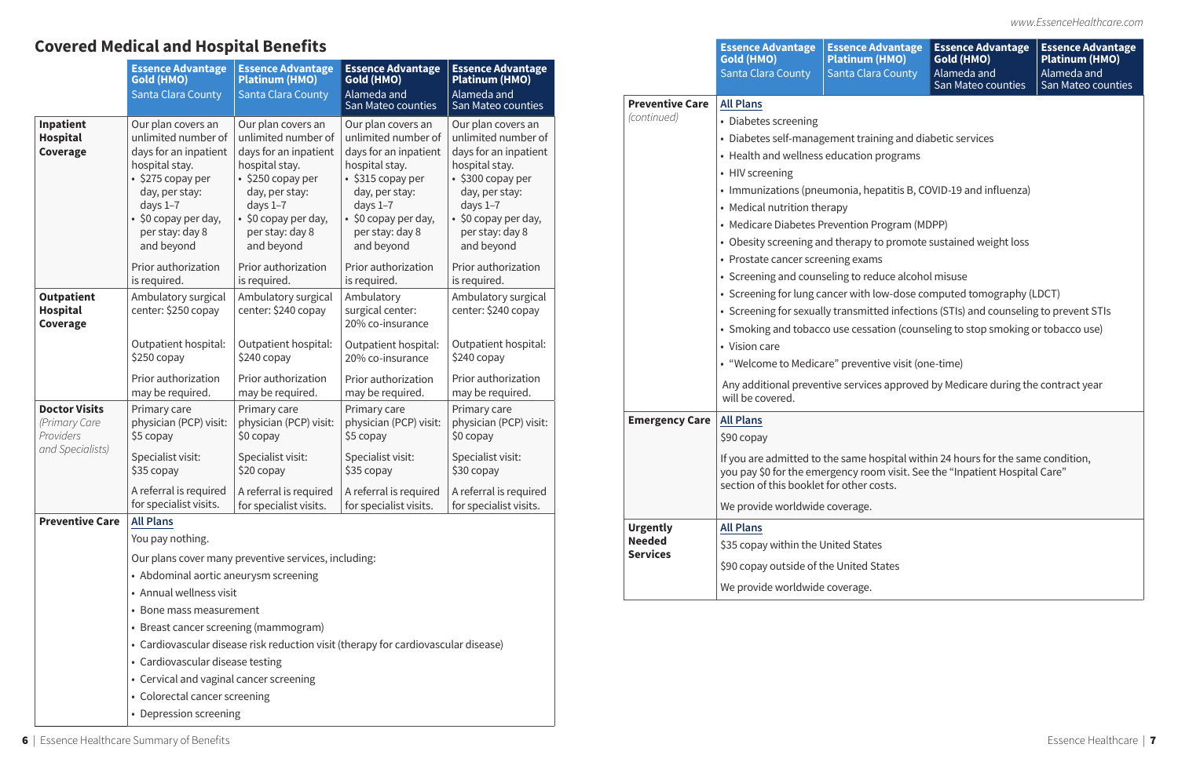## Covered Medical and Hospital Benefits

| | Essence Advantage Gold (HMO) Santa Clara County | Essence Advantage Platinum (HMO) Santa Clara County | Essence Advantage Gold (HMO) Alameda and San Mateo counties | Essence Advantage Platinum (HMO) Alameda and San Mateo counties |
|---|---|---|---|---|
| **Inpatient Hospital Coverage** | Our plan covers an unlimited number of days for an inpatient hospital stay.<br>• $275 copay per day, per stay: days 1–7<br>• $0 copay per day, per stay: day 8 and beyond<br><br>Prior authorization is required. | Our plan covers an unlimited number of days for an inpatient hospital stay.<br>• $250 copay per day, per stay: days 1–7<br>• $0 copay per day, per stay: day 8 and beyond<br><br>Prior authorization is required. | Our plan covers an unlimited number of days for an inpatient hospital stay.<br>• $315 copay per day, per stay: days 1–7<br>• $0 copay per day, per stay: day 8 and beyond<br><br>Prior authorization is required. | Our plan covers an unlimited number of days for an inpatient hospital stay.<br>• $300 copay per day, per stay: days 1–7<br>• $0 copay per day, per stay: day 8 and beyond<br><br>Prior authorization is required. |
| **Outpatient Hospital Coverage** | Ambulatory surgical center: $250 copay<br><br>Outpatient hospital: $250 copay<br><br>Prior authorization may be required. | Ambulatory surgical center: $240 copay<br><br>Outpatient hospital: $240 copay<br><br>Prior authorization may be required. | Ambulatory surgical center: 20% co-insurance<br><br>Outpatient hospital: 20% co-insurance<br><br>Prior authorization may be required. | Ambulatory surgical center: $240 copay<br><br>Outpatient hospital: $240 copay<br><br>Prior authorization may be required. |
| **Doctor Visits** *(Primary Care Providers and Specialists)* | Primary care physician (PCP) visit: $5 copay<br><br>Specialist visit: $35 copay<br><br>A referral is required for specialist visits. | Primary care physician (PCP) visit: $0 copay<br><br>Specialist visit: $20 copay<br><br>A referral is required for specialist visits. | Primary care physician (PCP) visit: $5 copay<br><br>Specialist visit: $35 copay<br><br>A referral is required for specialist visits. | Primary care physician (PCP) visit: $0 copay<br><br>Specialist visit: $30 copay<br><br>A referral is required for specialist visits. |
| **Preventive Care** | **All Plans**<br><br>You pay nothing.<br><br>Our plans cover many preventive services, including:<br>• Abdominal aortic aneurysm screening<br>• Annual wellness visit<br>• Bone mass measurement<br>• Breast cancer screening (mammogram)<br>• Cardiovascular disease risk reduction visit (therapy for cardiovascular disease)<br>• Cardiovascular disease testing<br>• Cervical and vaginal cancer screening<br>• Colorectal cancer screening<br>• Depression screening<br>• Diabetes screening<br>• Diabetes self-management training and diabetic services<br>• Health and wellness education programs<br>• HIV screening<br>• Immunizations (pneumonia, hepatitis B, COVID-19 and influenza)<br>• Medical nutrition therapy<br>• Medicare Diabetes Prevention Program (MDPP)<br>• Obesity screening and therapy to promote sustained weight loss<br>• Prostate cancer screening exams<br>• Screening and counseling to reduce alcohol misuse<br>• Screening for lung cancer with low-dose computed tomography (LDCT)<br>• Screening for sexually transmitted infections (STIs) and counseling to prevent STIs<br>• Smoking and tobacco use cessation (counseling to stop smoking or tobacco use)<br>• Vision care<br>• "Welcome to Medicare" preventive visit (one-time)<br><br>Any additional preventive services approved by Medicare during the contract year will be covered. | | | |
| **Emergency Care** | **All Plans**<br><br>$90 copay<br><br>If you are admitted to the same hospital within 24 hours for the same condition, you pay $0 for the emergency room visit. See the "Inpatient Hospital Care" section of this booklet for other costs.<br><br>We provide worldwide coverage. | | | |
| **Urgently Needed Services** | **All Plans**<br><br>$35 copay within the United States<br><br>$90 copay outside of the United States<br><br>We provide worldwide coverage. | | | |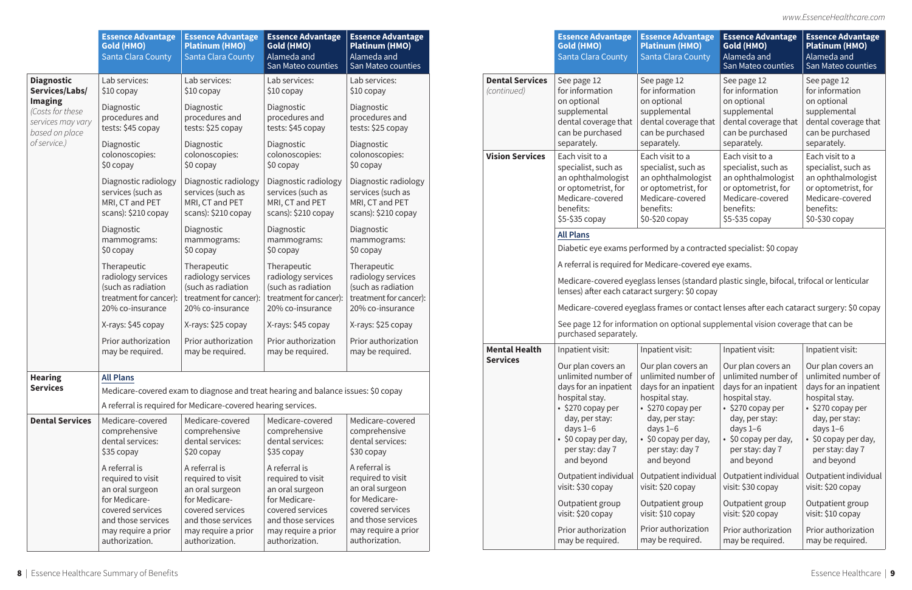| | Essence Advantage Gold (HMO) Santa Clara County | Essence Advantage Platinum (HMO) Santa Clara County | Essence Advantage Gold (HMO) Alameda and San Mateo counties | Essence Advantage Platinum (HMO) Alameda and San Mateo counties |
|---|---|---|---|---|
| **Diagnostic Services/Labs/ Imaging** *(Costs for these services may vary based on place of service.)* | Lab services: $10 copay<br><br>Diagnostic procedures and tests: $45 copay<br><br>Diagnostic colonoscopies: $0 copay<br><br>Diagnostic radiology services (such as MRI, CT and PET scans): $210 copay<br><br>Diagnostic mammograms: $0 copay<br><br>Therapeutic radiology services (such as radiation treatment for cancer): 20% co-insurance<br><br>X-rays: $45 copay<br><br>Prior authorization may be required. | Lab services: $10 copay<br><br>Diagnostic procedures and tests: $25 copay<br><br>Diagnostic colonoscopies: $0 copay<br><br>Diagnostic radiology services (such as MRI, CT and PET scans): $210 copay<br><br>Diagnostic mammograms: $0 copay<br><br>Therapeutic radiology services (such as radiation treatment for cancer): 20% co-insurance<br><br>X-rays: $25 copay<br><br>Prior authorization may be required. | Lab services: $10 copay<br><br>Diagnostic procedures and tests: $45 copay<br><br>Diagnostic colonoscopies: $0 copay<br><br>Diagnostic radiology services (such as MRI, CT and PET scans): $210 copay<br><br>Diagnostic mammograms: $0 copay<br><br>Therapeutic radiology services (such as radiation treatment for cancer): 20% co-insurance<br><br>X-rays: $45 copay<br><br>Prior authorization may be required. | Lab services: $10 copay<br><br>Diagnostic procedures and tests: $25 copay<br><br>Diagnostic colonoscopies: $0 copay<br><br>Diagnostic radiology services (such as MRI, CT and PET scans): $210 copay<br><br>Diagnostic mammograms: $0 copay<br><br>Therapeutic radiology services (such as radiation treatment for cancer): 20% co-insurance<br><br>X-rays: $25 copay<br><br>Prior authorization may be required. |
| **Hearing Services** | **All Plans**<br><br>Medicare-covered exam to diagnose and treat hearing and balance issues: $0 copay<br><br>A referral is required for Medicare-covered hearing services. | | | |
| **Dental Services** | Medicare-covered comprehensive dental services: $35 copay<br><br>A referral is required to visit an oral surgeon for Medicare-covered services and those services may require a prior authorization. | Medicare-covered comprehensive dental services: $20 copay<br><br>A referral is required to visit an oral surgeon for Medicare-covered services and those services may require a prior authorization. | Medicare-covered comprehensive dental services: $35 copay<br><br>A referral is required to visit an oral surgeon for Medicare-covered services and those services may require a prior authorization. | Medicare-covered comprehensive dental services: $30 copay<br><br>A referral is required to visit an oral surgeon for Medicare-covered services and those services may require a prior authorization. |

| | Essence Advantage Gold (HMO) Santa Clara County | Essence Advantage Platinum (HMO) Santa Clara County | Essence Advantage Gold (HMO) Alameda and San Mateo counties | Essence Advantage Platinum (HMO) Alameda and San Mateo counties |
|---|---|---|---|---|
| **Dental Services** *(continued)* | See page 12 for information on optional supplemental dental coverage that can be purchased separately. | See page 12 for information on optional supplemental dental coverage that can be purchased separately. | See page 12 for information on optional supplemental dental coverage that can be purchased separately. | See page 12 for information on optional supplemental dental coverage that can be purchased separately. |
| **Vision Services** | Each visit to a specialist, such as an ophthalmologist or optometrist, for Medicare-covered benefits: $5-$35 copay | Each visit to a specialist, such as an ophthalmologist or optometrist, for Medicare-covered benefits: $0-$20 copay | Each visit to a specialist, such as an ophthalmologist or optometrist, for Medicare-covered benefits: $5-$35 copay | Each visit to a specialist, such as an ophthalmologist or optometrist, for Medicare-covered benefits: $0-$30 copay |
| | **All Plans**<br><br>Diabetic eye exams performed by a contracted specialist: $0 copay<br><br>A referral is required for Medicare-covered eye exams.<br><br>Medicare-covered eyeglass lenses (standard plastic single, bifocal, trifocal or lenticular lenses) after each cataract surgery: $0 copay<br><br>Medicare-covered eyeglass frames or contact lenses after each cataract surgery: $0 copay<br><br>See page 12 for information on optional supplemental vision coverage that can be purchased separately. | | | |
| **Mental Health Services** | Inpatient visit:<br><br>Our plan covers an unlimited number of days for an inpatient hospital stay.<br>• $270 copay per day, per stay: days 1–6<br>• $0 copay per day, per stay: day 7 and beyond<br><br>Outpatient individual visit: $30 copay<br><br>Outpatient group visit: $20 copay<br><br>Prior authorization may be required. | Inpatient visit:<br><br>Our plan covers an unlimited number of days for an inpatient hospital stay.<br>• $270 copay per day, per stay: days 1–6<br>• $0 copay per day, per stay: day 7 and beyond<br><br>Outpatient individual visit: $20 copay<br><br>Outpatient group visit: $10 copay<br><br>Prior authorization may be required. | Inpatient visit:<br><br>Our plan covers an unlimited number of days for an inpatient hospital stay.<br>• $270 copay per day, per stay: days 1–6<br>• $0 copay per day, per stay: day 7 and beyond<br><br>Outpatient individual visit: $30 copay<br><br>Outpatient group visit: $20 copay<br><br>Prior authorization may be required. | Inpatient visit:<br><br>Our plan covers an unlimited number of days for an inpatient hospital stay.<br>• $270 copay per day, per stay: days 1–6<br>• $0 copay per day, per stay: day 7 and beyond<br><br>Outpatient individual visit: $20 copay<br><br>Outpatient group visit: $10 copay<br><br>Prior authorization may be required. |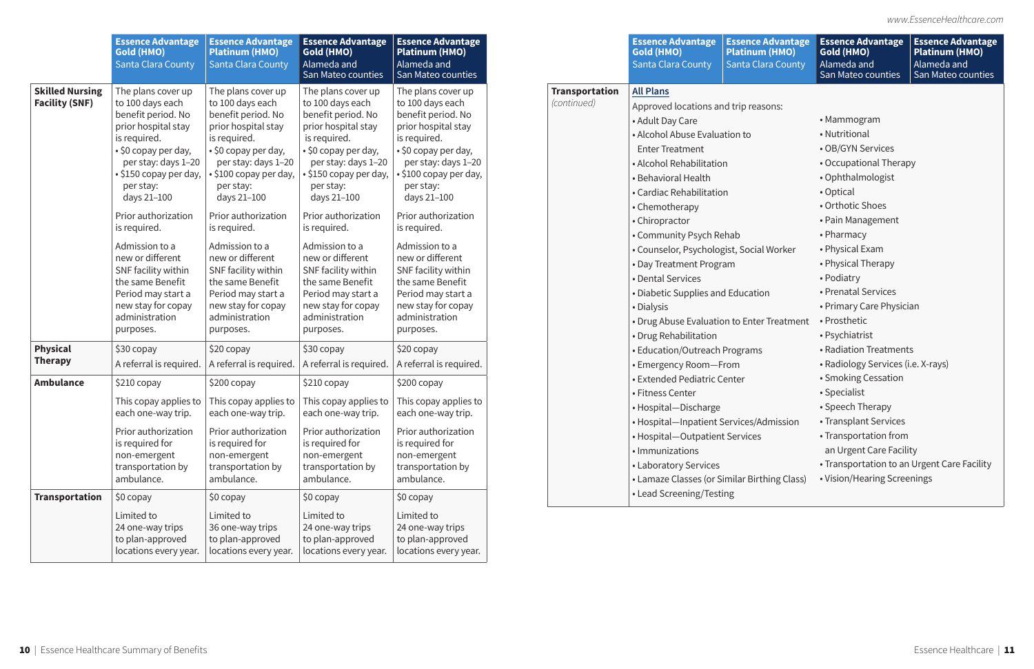| | Essence Advantage Gold (HMO) Santa Clara County | Essence Advantage Platinum (HMO) Santa Clara County | Essence Advantage Gold (HMO) Alameda and San Mateo counties | Essence Advantage Platinum (HMO) Alameda and San Mateo counties |
|---|---|---|---|---|
| **Skilled Nursing Facility (SNF)** | The plans cover up to 100 days each benefit period. No prior hospital stay is required.<br>• $0 copay per day, per stay: days 1–20<br>• $150 copay per day, per stay: days 21–100<br><br>Prior authorization is required.<br><br>Admission to a new or different SNF facility within the same Benefit Period may start a new stay for copay administration purposes. | The plans cover up to 100 days each benefit period. No prior hospital stay is required.<br>• $0 copay per day, per stay: days 1–20<br>• $100 copay per day, per stay: days 21–100<br><br>Prior authorization is required.<br><br>Admission to a new or different SNF facility within the same Benefit Period may start a new stay for copay administration purposes. | The plans cover up to 100 days each benefit period. No prior hospital stay is required.<br>• $0 copay per day, per stay: days 1–20<br>• $150 copay per day, per stay: days 21–100<br><br>Prior authorization is required.<br><br>Admission to a new or different SNF facility within the same Benefit Period may start a new stay for copay administration purposes. | The plans cover up to 100 days each benefit period. No prior hospital stay is required.<br>• $0 copay per day, per stay: days 1–20<br>• $100 copay per day, per stay: days 21–100<br><br>Prior authorization is required.<br><br>Admission to a new or different SNF facility within the same Benefit Period may start a new stay for copay administration purposes. |
| **Physical Therapy** | $30 copay<br>A referral is required. | $20 copay<br>A referral is required. | $30 copay<br>A referral is required. | $20 copay<br>A referral is required. |
| **Ambulance** | $210 copay<br>This copay applies to each one-way trip.<br>Prior authorization is required for non-emergent transportation by ambulance. | $200 copay<br>This copay applies to each one-way trip.<br>Prior authorization is required for non-emergent transportation by ambulance. | $210 copay<br>This copay applies to each one-way trip.<br>Prior authorization is required for non-emergent transportation by ambulance. | $200 copay<br>This copay applies to each one-way trip.<br>Prior authorization is required for non-emergent transportation by ambulance. |
| **Transportation** | $0 copay<br>Limited to 24 one-way trips to plan-approved locations every year. | $0 copay<br>Limited to 36 one-way trips to plan-approved locations every year. | $0 copay<br>Limited to 24 one-way trips to plan-approved locations every year. | $0 copay<br>Limited to 24 one-way trips to plan-approved locations every year. |

| | Essence Advantage Gold (HMO) Santa Clara County | Essence Advantage Platinum (HMO) Santa Clara County | Essence Advantage Gold (HMO) Alameda and San Mateo counties | Essence Advantage Platinum (HMO) Alameda and San Mateo counties |
|---|---|---|---|---|
| **Transportation** *(continued)* | **All Plans** | | | |

Approved locations and trip reasons:

- Adult Day Care
- Alcohol Abuse Evaluation to Enter Treatment
- Alcohol Rehabilitation
- Behavioral Health
- Cardiac Rehabilitation
- Chemotherapy
- Chiropractor
- Community Psych Rehab
- Counselor, Psychologist, Social Worker
- Day Treatment Program
- Dental Services
- Diabetic Supplies and Education
- Dialysis
- Drug Abuse Evaluation to Enter Treatment
- Drug Rehabilitation
- Education/Outreach Programs
- Emergency Room—From
- Extended Pediatric Center
- Fitness Center
- Hospital—Discharge
- Hospital—Inpatient Services/Admission
- Hospital—Outpatient Services
- Immunizations
- Laboratory Services
- Lamaze Classes (or Similar Birthing Class)
- Lead Screening/Testing
- Mammogram
- Nutritional
- OB/GYN Services
- Occupational Therapy
- Ophthalmologist
- Optical
- Orthotic Shoes
- Pain Management
- Pharmacy
- Physical Exam
- Physical Therapy
- Podiatry
- Prenatal Services
- Primary Care Physician
- Prosthetic
- Psychiatrist
- Radiation Treatments
- Radiology Services (i.e. X-rays)
- Smoking Cessation
- Specialist
- Speech Therapy
- Transplant Services
- Transportation from an Urgent Care Facility
- Transportation to an Urgent Care Facility
- Vision/Hearing Screenings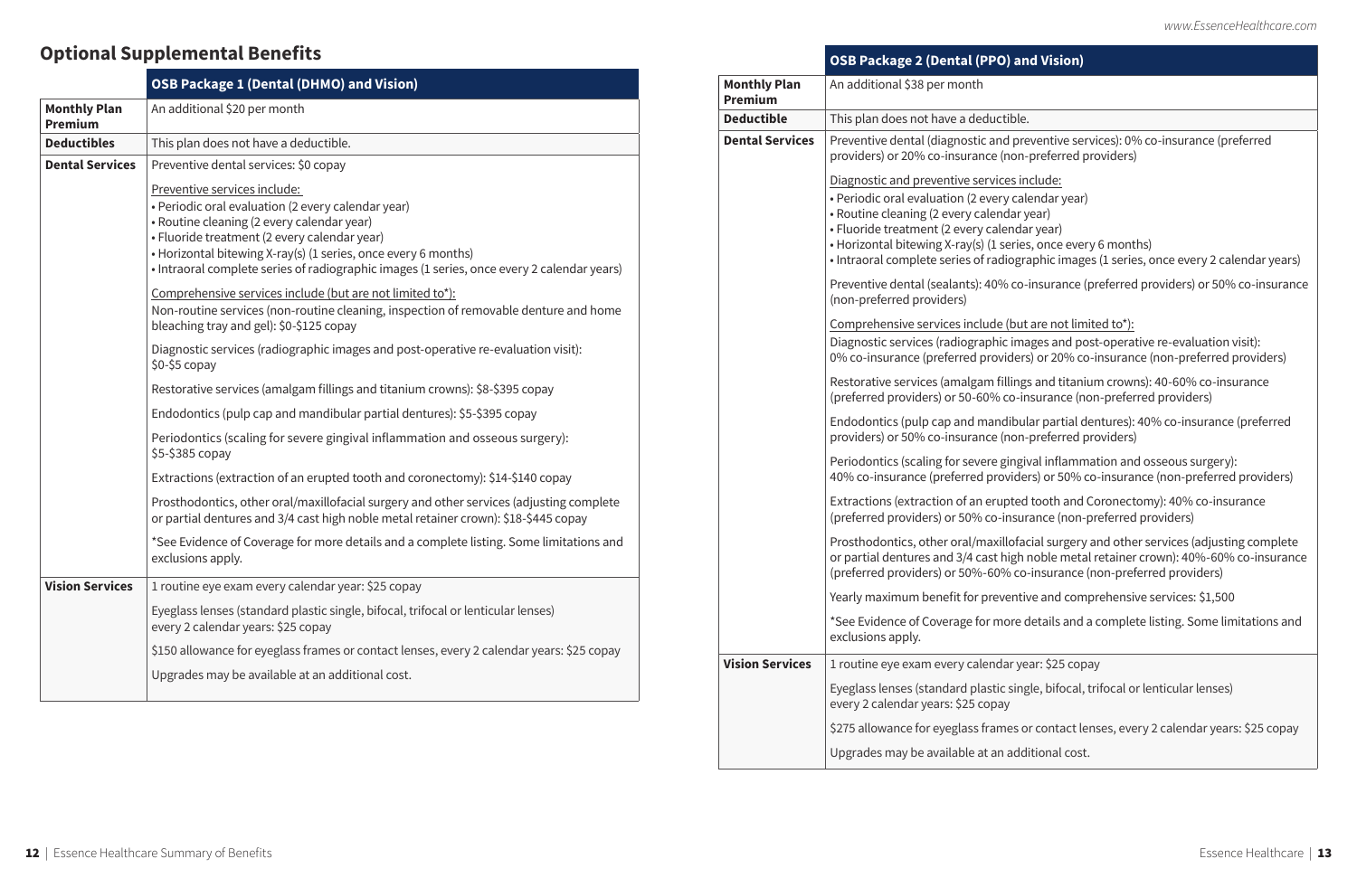## Optional Supplemental Benefits

| | OSB Package 1 (Dental (DHMO) and Vision) |
|---|---|
| **Monthly Plan Premium** | An additional $20 per month |
| **Deductibles** | This plan does not have a deductible. |
| **Dental Services** | Preventive dental services: $0 copay<br><br>Preventive services include:<br>• Periodic oral evaluation (2 every calendar year)<br>• Routine cleaning (2 every calendar year)<br>• Fluoride treatment (2 every calendar year)<br>• Horizontal bitewing X-ray(s) (1 series, once every 6 months)<br>• Intraoral complete series of radiographic images (1 series, once every 2 calendar years)<br><br>Comprehensive services include (but are not limited to*):<br>Non-routine services (non-routine cleaning, inspection of removable denture and home bleaching tray and gel): $0-$125 copay<br><br>Diagnostic services (radiographic images and post-operative re-evaluation visit): $0-$5 copay<br><br>Restorative services (amalgam fillings and titanium crowns): $8-$395 copay<br><br>Endodontics (pulp cap and mandibular partial dentures): $5-$395 copay<br><br>Periodontics (scaling for severe gingival inflammation and osseous surgery): $5-$385 copay<br><br>Extractions (extraction of an erupted tooth and coronectomy): $14-$140 copay<br><br>Prosthodontics, other oral/maxillofacial surgery and other services (adjusting complete or partial dentures and 3/4 cast high noble metal retainer crown): $18-$445 copay<br><br>*See Evidence of Coverage for more details and a complete listing. Some limitations and exclusions apply. |
| **Vision Services** | 1 routine eye exam every calendar year: $25 copay<br><br>Eyeglass lenses (standard plastic single, bifocal, trifocal or lenticular lenses) every 2 calendar years: $25 copay<br><br>$150 allowance for eyeglass frames or contact lenses, every 2 calendar years: $25 copay<br><br>Upgrades may be available at an additional cost. |

| | OSB Package 2 (Dental (PPO) and Vision) |
|---|---|
| **Monthly Plan Premium** | An additional $38 per month |
| **Deductible** | This plan does not have a deductible. |
| **Dental Services** | Preventive dental (diagnostic and preventive services): 0% co-insurance (preferred providers) or 20% co-insurance (non-preferred providers)<br><br>Diagnostic and preventive services include:<br>• Periodic oral evaluation (2 every calendar year)<br>• Routine cleaning (2 every calendar year)<br>• Fluoride treatment (2 every calendar year)<br>• Horizontal bitewing X-ray(s) (1 series, once every 6 months)<br>• Intraoral complete series of radiographic images (1 series, once every 2 calendar years)<br><br>Preventive dental (sealants): 40% co-insurance (preferred providers) or 50% co-insurance (non-preferred providers)<br><br>Comprehensive services include (but are not limited to*):<br>Diagnostic services (radiographic images and post-operative re-evaluation visit): 0% co-insurance (preferred providers) or 20% co-insurance (non-preferred providers)<br><br>Restorative services (amalgam fillings and titanium crowns): 40-60% co-insurance (preferred providers) or 50-60% co-insurance (non-preferred providers)<br><br>Endodontics (pulp cap and mandibular partial dentures): 40% co-insurance (preferred providers) or 50% co-insurance (non-preferred providers)<br><br>Periodontics (scaling for severe gingival inflammation and osseous surgery): 40% co-insurance (preferred providers) or 50% co-insurance (non-preferred providers)<br><br>Extractions (extraction of an erupted tooth and Coronectomy): 40% co-insurance (preferred providers) or 50% co-insurance (non-preferred providers)<br><br>Prosthodontics, other oral/maxillofacial surgery and other services (adjusting complete or partial dentures and 3/4 cast high noble metal retainer crown): 40%-60% co-insurance (preferred providers) or 50%-60% co-insurance (non-preferred providers)<br><br>Yearly maximum benefit for preventive and comprehensive services: $1,500<br><br>*See Evidence of Coverage for more details and a complete listing. Some limitations and exclusions apply. |
| **Vision Services** | 1 routine eye exam every calendar year: $25 copay<br><br>Eyeglass lenses (standard plastic single, bifocal, trifocal or lenticular lenses) every 2 calendar years: $25 copay<br><br>$275 allowance for eyeglass frames or contact lenses, every 2 calendar years: $25 copay<br><br>Upgrades may be available at an additional cost. |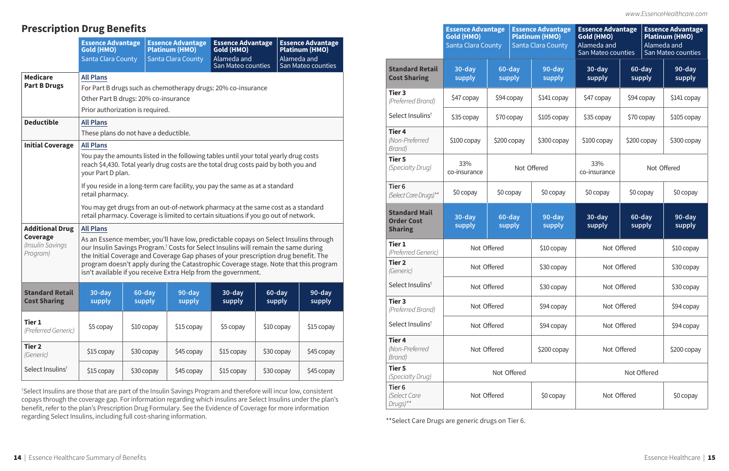## Prescription Drug Benefits

| | Essence Advantage Gold (HMO) Santa Clara County | Essence Advantage Platinum (HMO) Santa Clara County | Essence Advantage Gold (HMO) Alameda and San Mateo counties | Essence Advantage Platinum (HMO) Alameda and San Mateo counties |
|---|---|---|---|---|
| **Medicare Part B Drugs** | All Plans<br>For Part B drugs such as chemotherapy drugs: 20% co-insurance<br>Other Part B drugs: 20% co-insurance<br>Prior authorization is required. | | | |
| **Deductible** | All Plans<br>These plans do not have a deductible. | | | |
| **Initial Coverage** | All Plans<br>You pay the amounts listed in the following tables until your total yearly drug costs reach $4,430. Total yearly drug costs are the total drug costs paid by both you and your Part D plan.<br>If you reside in a long-term care facility, you pay the same as at a standard retail pharmacy.<br>You may get drugs from an out-of-network pharmacy at the same cost as a standard retail pharmacy. Coverage is limited to certain situations if you go out of network. | | | |
| **Additional Drug Coverage** *(Insulin Savings Program)* | All Plans<br>As an Essence member, you'll have low, predictable copays on Select Insulins through our Insulin Savings Program.† Costs for Select Insulins will remain the same during the Initial Coverage and Coverage Gap phases of your prescription drug benefit. The program doesn't apply during the Catastrophic Coverage stage. Note that this program isn't available if you receive Extra Help from the government. | | | |

| | Essence Advantage Gold (HMO) Santa Clara County | Essence Advantage Platinum (HMO) Santa Clara County | | Essence Advantage Gold (HMO) Alameda and San Mateo counties | Essence Advantage Platinum (HMO) Alameda and San Mateo counties | |
|---|---|---|---|---|---|---|
| **Standard Retail Cost Sharing** | **30-day supply** | **60-day supply** | **90-day supply** | **30-day supply** | **60-day supply** | **90-day supply** |
| **Tier 1** *(Preferred Generic)* | $5 copay | $10 copay | $15 copay | $5 copay | $10 copay | $15 copay |
| **Tier 2** *(Generic)* | $15 copay | $30 copay | $45 copay | $15 copay | $30 copay | $45 copay |
| Select Insulins† | $15 copay | $30 copay | $45 copay | $15 copay | $30 copay | $45 copay |
| **Tier 3** *(Preferred Brand)* | $47 copay | $94 copay | $141 copay | $47 copay | $94 copay | $141 copay |
| Select Insulins† | $35 copay | $70 copay | $105 copay | $35 copay | $70 copay | $105 copay |
| **Tier 4** *(Non-Preferred Brand)* | $100 copay | $200 copay | $300 copay | $100 copay | $200 copay | $300 copay |
| **Tier 5** *(Specialty Drug)* | 33% co-insurance | Not Offered | | 33% co-insurance | Not Offered | |
| **Tier 6** *(Select Care Drugs)*** | $0 copay | $0 copay | $0 copay | $0 copay | $0 copay | $0 copay |
| **Standard Mail Order Cost Sharing** | **30-day supply** | **60-day supply** | **90-day supply** | **30-day supply** | **60-day supply** | **90-day supply** |
| **Tier 1** *(Preferred Generic)* | Not Offered | | $10 copay | Not Offered | | $10 copay |
| **Tier 2** *(Generic)* | Not Offered | | $30 copay | Not Offered | | $30 copay |
| Select Insulins† | Not Offered | | $30 copay | Not Offered | | $30 copay |
| **Tier 3** *(Preferred Brand)* | Not Offered | | $94 copay | Not Offered | | $94 copay |
| Select Insulins† | Not Offered | | $94 copay | Not Offered | | $94 copay |
| **Tier 4** *(Non-Preferred Brand)* | Not Offered | | $200 copay | Not Offered | | $200 copay |
| **Tier 5** *(Specialty Drug)* | Not Offered | | | Not Offered | | |
| **Tier 6** *(Select Care Drugs)*** | Not Offered | | $0 copay | Not Offered | | $0 copay |

†Select Insulins are those that are part of the Insulin Savings Program and therefore will incur low, consistent copays through the coverage gap. For information regarding which insulins are Select Insulins under the plan's benefit, refer to the plan's Prescription Drug Formulary. See the Evidence of Coverage for more information regarding Select Insulins, including full cost-sharing information.

**Select Care Drugs are generic drugs on Tier 6.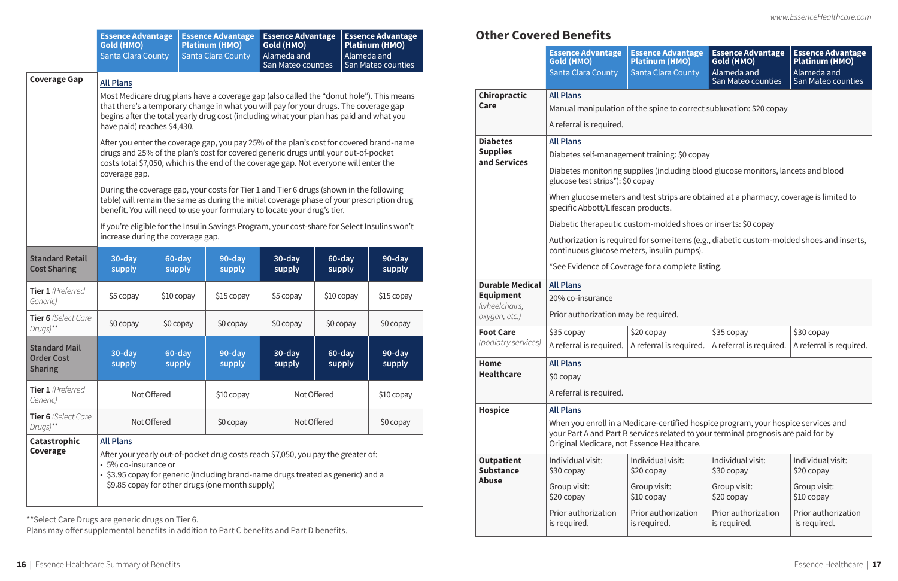| | Essence Advantage Gold (HMO) Santa Clara County | | Essence Advantage Platinum (HMO) Santa Clara County | | Essence Advantage Gold (HMO) Alameda and San Mateo counties | | Essence Advantage Platinum (HMO) Alameda and San Mateo counties | |
|---|---|---|---|---|---|---|---|---|
| **Coverage Gap** | All Plans<br><br>Most Medicare drug plans have a coverage gap (also called the "donut hole"). This means that there's a temporary change in what you will pay for your drugs. The coverage gap begins after the total yearly drug cost (including what your plan has paid and what you have paid) reaches $4,430.<br><br>After you enter the coverage gap, you pay 25% of the plan's cost for covered brand-name drugs and 25% of the plan's cost for covered generic drugs until your out-of-pocket costs total $7,050, which is the end of the coverage gap. Not everyone will enter the coverage gap.<br><br>During the coverage gap, your costs for Tier 1 and Tier 6 drugs (shown in the following table) will remain the same as during the initial coverage phase of your prescription drug benefit. You will need to use your formulary to locate your drug's tier.<br><br>If you're eligible for the Insulin Savings Program, your cost-share for Select Insulins won't increase during the coverage gap. | | | | | | | |

| | | | | | | |
|---|---|---|---|---|---|---|
| **Standard Retail Cost Sharing** | **30-day supply** | **60-day supply** | **90-day supply** | **30-day supply** | **60-day supply** | **90-day supply** |
| **Tier 1** *(Preferred Generic)* | $5 copay | $10 copay | $15 copay | $5 copay | $10 copay | $15 copay |
| **Tier 6** *(Select Care Drugs)*** | $0 copay | $0 copay | $0 copay | $0 copay | $0 copay | $0 copay |
| **Standard Mail Order Cost Sharing** | **30-day supply** | **60-day supply** | **90-day supply** | **30-day supply** | **60-day supply** | **90-day supply** |
| **Tier 1** *(Preferred Generic)* | Not Offered | | $10 copay | Not Offered | | $10 copay |
| **Tier 6** *(Select Care Drugs)*** | Not Offered | | $0 copay | Not Offered | | $0 copay |
| **Catastrophic Coverage** | All Plans<br><br>After your yearly out-of-pocket drug costs reach $7,050, you pay the greater of:<br>• 5% co-insurance or<br>• $3.95 copay for generic (including brand-name drugs treated as generic) and a $9.85 copay for other drugs (one month supply) | | | | | |

**Select Care Drugs are generic drugs on Tier 6.

Plans may offer supplemental benefits in addition to Part C benefits and Part D benefits.

## Other Covered Benefits

| | Essence Advantage Gold (HMO) Santa Clara County | Essence Advantage Platinum (HMO) Santa Clara County | Essence Advantage Gold (HMO) Alameda and San Mateo counties | Essence Advantage Platinum (HMO) Alameda and San Mateo counties |
|---|---|---|---|---|
| **Chiropractic Care** | All Plans<br><br>Manual manipulation of the spine to correct subluxation: $20 copay<br><br>A referral is required. | | | |
| **Diabetes Supplies and Services** | All Plans<br><br>Diabetes self-management training: $0 copay<br><br>Diabetes monitoring supplies (including blood glucose monitors, lancets and blood glucose test strips*): $0 copay<br><br>When glucose meters and test strips are obtained at a pharmacy, coverage is limited to specific Abbott/Lifescan products.<br><br>Diabetic therapeutic custom-molded shoes or inserts: $0 copay<br><br>Authorization is required for some items (e.g., diabetic custom-molded shoes and inserts, continuous glucose meters, insulin pumps).<br><br>*See Evidence of Coverage for a complete listing. | | | |
| **Durable Medical Equipment** *(wheelchairs, oxygen, etc.)* | All Plans<br><br>20% co-insurance<br><br>Prior authorization may be required. | | | |
| **Foot Care** *(podiatry services)* | $35 copay<br>A referral is required. | $20 copay<br>A referral is required. | $35 copay<br>A referral is required. | $30 copay<br>A referral is required. |
| **Home Healthcare** | All Plans<br><br>$0 copay<br><br>A referral is required. | | | |
| **Hospice** | All Plans<br><br>When you enroll in a Medicare-certified hospice program, your hospice services and your Part A and Part B services related to your terminal prognosis are paid for by Original Medicare, not Essence Healthcare. | | | |
| **Outpatient Substance Abuse** | Individual visit: $30 copay<br><br>Group visit: $20 copay<br><br>Prior authorization is required. | Individual visit: $20 copay<br><br>Group visit: $10 copay<br><br>Prior authorization is required. | Individual visit: $30 copay<br><br>Group visit: $20 copay<br><br>Prior authorization is required. | Individual visit: $20 copay<br><br>Group visit: $10 copay<br><br>Prior authorization is required. |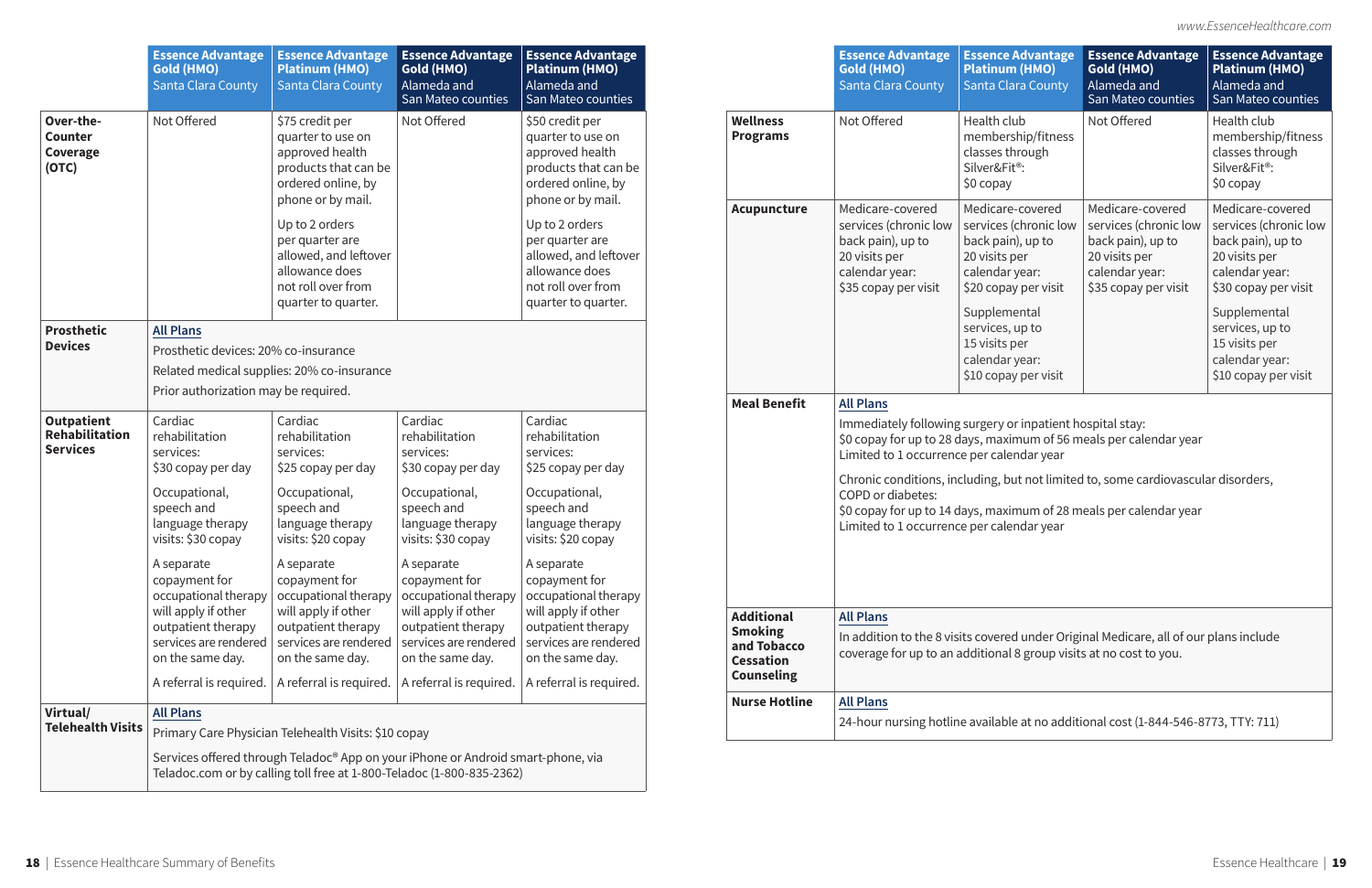| | Essence Advantage Gold (HMO) Santa Clara County | Essence Advantage Platinum (HMO) Santa Clara County | Essence Advantage Gold (HMO) Alameda and San Mateo counties | Essence Advantage Platinum (HMO) Alameda and San Mateo counties |
|---|---|---|---|---|
| **Over-the-Counter Coverage (OTC)** | Not Offered | $75 credit per quarter to use on approved health products that can be ordered online, by phone or by mail.<br><br>Up to 2 orders per quarter are allowed, and leftover allowance does not roll over from quarter to quarter. | Not Offered | $50 credit per quarter to use on approved health products that can be ordered online, by phone or by mail.<br><br>Up to 2 orders per quarter are allowed, and leftover allowance does not roll over from quarter to quarter. |
| **Prosthetic Devices** | All Plans<br><br>Prosthetic devices: 20% co-insurance<br><br>Related medical supplies: 20% co-insurance<br><br>Prior authorization may be required. | | | |
| **Outpatient Rehabilitation Services** | Cardiac rehabilitation services: $30 copay per day<br><br>Occupational, speech and language therapy visits: $30 copay<br><br>A separate copayment for occupational therapy will apply if other outpatient therapy services are rendered on the same day.<br><br>A referral is required. | Cardiac rehabilitation services: $25 copay per day<br><br>Occupational, speech and language therapy visits: $20 copay<br><br>A separate copayment for occupational therapy will apply if other outpatient therapy services are rendered on the same day.<br><br>A referral is required. | Cardiac rehabilitation services: $30 copay per day<br><br>Occupational, speech and language therapy visits: $30 copay<br><br>A separate copayment for occupational therapy will apply if other outpatient therapy services are rendered on the same day.<br><br>A referral is required. | Cardiac rehabilitation services: $25 copay per day<br><br>Occupational, speech and language therapy visits: $20 copay<br><br>A separate copayment for occupational therapy will apply if other outpatient therapy services are rendered on the same day.<br><br>A referral is required. |
| **Virtual/ Telehealth Visits** | All Plans<br><br>Primary Care Physician Telehealth Visits: $10 copay<br><br>Services offered through Teladoc® App on your iPhone or Android smart-phone, via Teladoc.com or by calling toll free at 1-800-Teladoc (1-800-835-2362) | | | |

| | Essence Advantage Gold (HMO) Santa Clara County | Essence Advantage Platinum (HMO) Santa Clara County | Essence Advantage Gold (HMO) Alameda and San Mateo counties | Essence Advantage Platinum (HMO) Alameda and San Mateo counties |
|---|---|---|---|---|
| **Wellness Programs** | Not Offered | Health club membership/fitness classes through Silver&Fit®: $0 copay | Not Offered | Health club membership/fitness classes through Silver&Fit®: $0 copay |
| **Acupuncture** | Medicare-covered services (chronic low back pain), up to 20 visits per calendar year: $35 copay per visit | Medicare-covered services (chronic low back pain), up to 20 visits per calendar year: $20 copay per visit<br><br>Supplemental services, up to 15 visits per calendar year: $10 copay per visit | Medicare-covered services (chronic low back pain), up to 20 visits per calendar year: $35 copay per visit | Medicare-covered services (chronic low back pain), up to 20 visits per calendar year: $30 copay per visit<br><br>Supplemental services, up to 15 visits per calendar year: $10 copay per visit |
| **Meal Benefit** | All Plans<br><br>Immediately following surgery or inpatient hospital stay:<br>$0 copay for up to 28 days, maximum of 56 meals per calendar year<br>Limited to 1 occurrence per calendar year<br><br>Chronic conditions, including, but not limited to, some cardiovascular disorders, COPD or diabetes:<br>$0 copay for up to 14 days, maximum of 28 meals per calendar year<br>Limited to 1 occurrence per calendar year | | | |
| **Additional Smoking and Tobacco Cessation Counseling** | All Plans<br><br>In addition to the 8 visits covered under Original Medicare, all of our plans include coverage for up to an additional 8 group visits at no cost to you. | | | |
| **Nurse Hotline** | All Plans<br><br>24-hour nursing hotline available at no additional cost (1-844-546-8773, TTY: 711) | | | |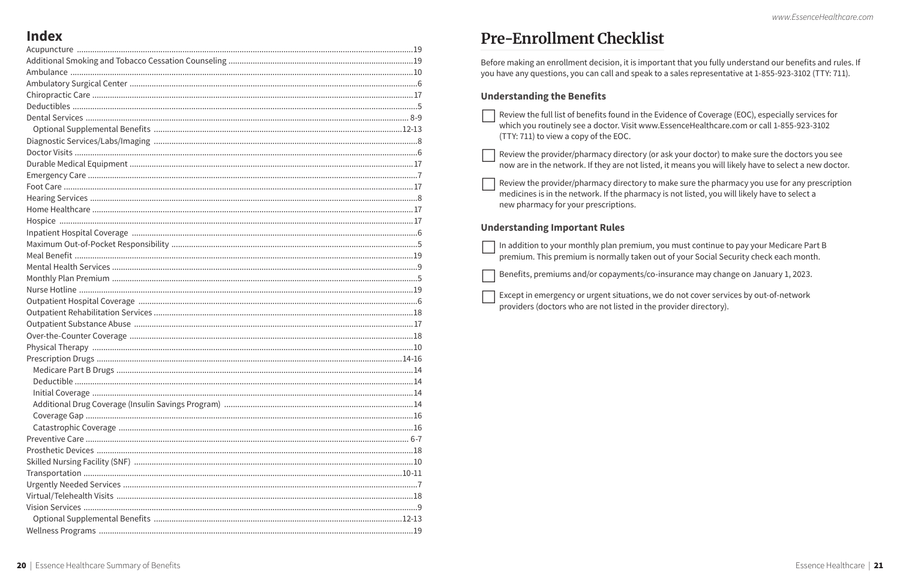## Index

Acupuncture ........ 19
Additional Smoking and Tobacco Cessation Counseling ........ 19
Ambulance ........ 10
Ambulatory Surgical Center ........ 6
Chiropractic Care ........ 17
Deductibles ........ 5
Dental Services ........ 8-9
- Optional Supplemental Benefits ........ 12-13

Diagnostic Services/Labs/Imaging ........ 8
Doctor Visits ........ 6
Durable Medical Equipment ........ 17
Emergency Care ........ 7
Foot Care ........ 17
Hearing Services ........ 8
Home Healthcare ........ 17
Hospice ........ 17
Inpatient Hospital Coverage ........ 6
Maximum Out-of-Pocket Responsibility ........ 5
Meal Benefit ........ 19
Mental Health Services ........ 9
Monthly Plan Premium ........ 5
Nurse Hotline ........ 19
Outpatient Hospital Coverage ........ 6
Outpatient Rehabilitation Services ........ 18
Outpatient Substance Abuse ........ 17
Over-the-Counter Coverage ........ 18
Physical Therapy ........ 10
Prescription Drugs ........ 14-16
- Medicare Part B Drugs ........ 14
- Deductible ........ 14
- Initial Coverage ........ 14
- Additional Drug Coverage (Insulin Savings Program) ........ 14
- Coverage Gap ........ 16
- Catastrophic Coverage ........ 16

Preventive Care ........ 6-7
Prosthetic Devices ........ 18
Skilled Nursing Facility (SNF) ........ 10
Transportation ........ 10-11
Urgently Needed Services ........ 7
Virtual/Telehealth Visits ........ 18
Vision Services ........ 9
- Optional Supplemental Benefits ........ 12-13

Wellness Programs ........ 19

# Pre-Enrollment Checklist

Before making an enrollment decision, it is important that you fully understand our benefits and rules. If you have any questions, you can call and speak to a sales representative at 1-855-923-3102 (TTY: 711).

### Understanding the Benefits

- [ ] Review the full list of benefits found in the Evidence of Coverage (EOC), especially services for which you routinely see a doctor. Visit www.EssenceHealthcare.com or call 1-855-923-3102 (TTY: 711) to view a copy of the EOC.
- [ ] Review the provider/pharmacy directory (or ask your doctor) to make sure the doctors you see now are in the network. If they are not listed, it means you will likely have to select a new doctor.
- [ ] Review the provider/pharmacy directory to make sure the pharmacy you use for any prescription medicines is in the network. If the pharmacy is not listed, you will likely have to select a new pharmacy for your prescriptions.

### Understanding Important Rules

- [ ] In addition to your monthly plan premium, you must continue to pay your Medicare Part B premium. This premium is normally taken out of your Social Security check each month.
- [ ] Benefits, premiums and/or copayments/co-insurance may change on January 1, 2023.
- [ ] Except in emergency or urgent situations, we do not cover services by out-of-network providers (doctors who are not listed in the provider directory).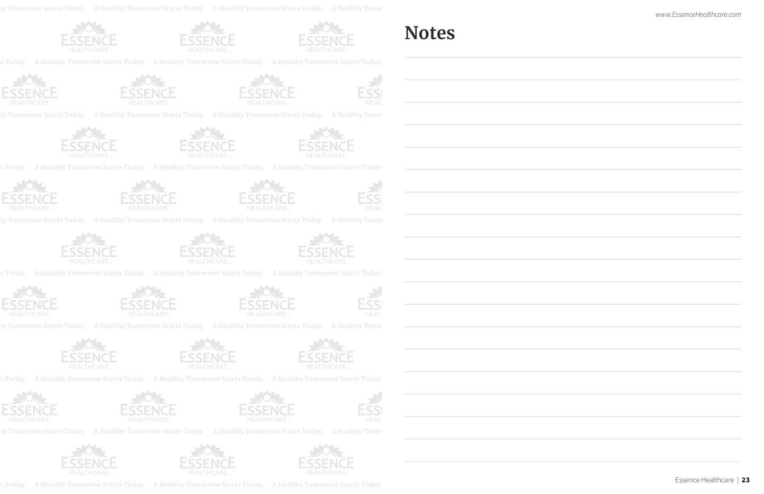# Notes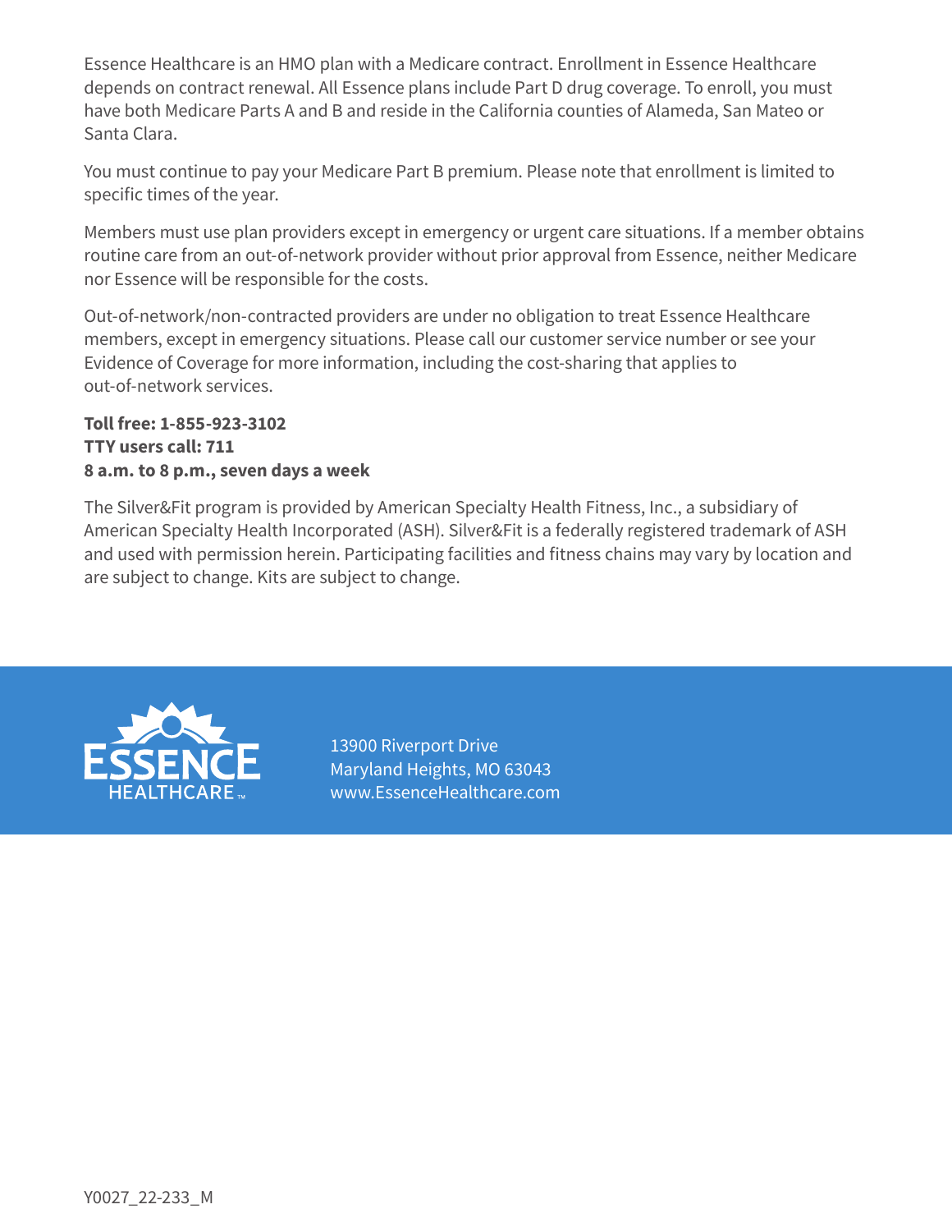Essence Healthcare is an HMO plan with a Medicare contract. Enrollment in Essence Healthcare depends on contract renewal. All Essence plans include Part D drug coverage. To enroll, you must have both Medicare Parts A and B and reside in the California counties of Alameda, San Mateo or Santa Clara.

You must continue to pay your Medicare Part B premium. Please note that enrollment is limited to specific times of the year.

Members must use plan providers except in emergency or urgent care situations. If a member obtains routine care from an out-of-network provider without prior approval from Essence, neither Medicare nor Essence will be responsible for the costs.

Out-of-network/non-contracted providers are under no obligation to treat Essence Healthcare members, except in emergency situations. Please call our customer service number or see your Evidence of Coverage for more information, including the cost-sharing that applies to out-of-network services.

**Toll free: 1-855-923-3102**
**TTY users call: 711**
**8 a.m. to 8 p.m., seven days a week**

The Silver&Fit program is provided by American Specialty Health Fitness, Inc., a subsidiary of American Specialty Health Incorporated (ASH). Silver&Fit is a federally registered trademark of ASH and used with permission herein. Participating facilities and fitness chains may vary by location and are subject to change. Kits are subject to change.

ESSENCE HEALTHCARE™

13900 Riverport Drive
Maryland Heights, MO 63043
www.EssenceHealthcare.com

Y0027_22-233_M